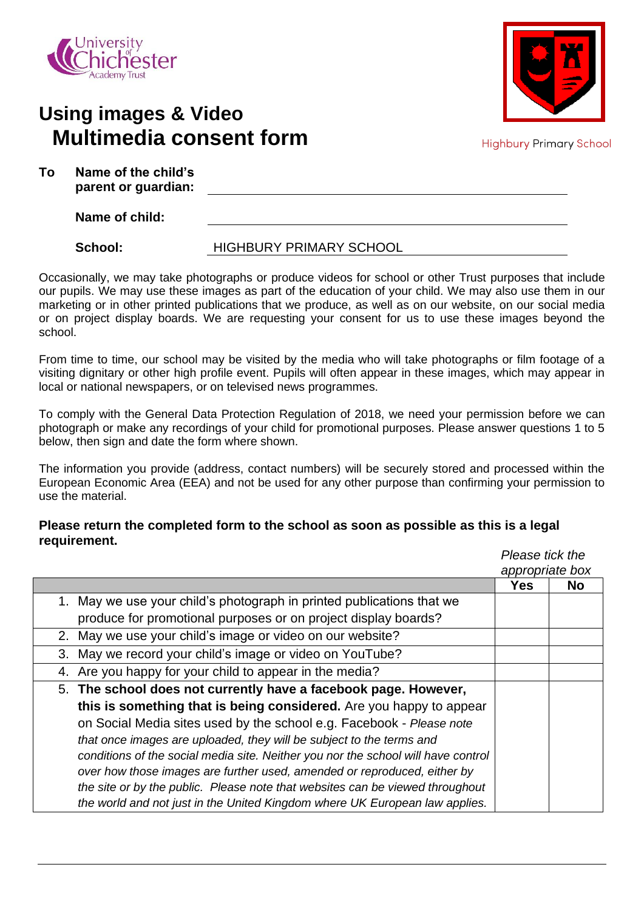University of Chichester Academy Trust

Highbury Primary School

# Using images & Video
# Multimedia consent form

**To** **Name of the child's parent or guardian:** ______________________

**Name of child:** ______________________

**School:** HIGHBURY PRIMARY SCHOOL

Occasionally, we may take photographs or produce videos for school or other Trust purposes that include our pupils. We may use these images as part of the education of your child. We may also use them in our marketing or in other printed publications that we produce, as well as on our website, on our social media or on project display boards. We are requesting your consent for us to use these images beyond the school.

From time to time, our school may be visited by the media who will take photographs or film footage of a visiting dignitary or other high profile event. Pupils will often appear in these images, which may appear in local or national newspapers, or on televised news programmes.

To comply with the General Data Protection Regulation of 2018, we need your permission before we can photograph or make any recordings of your child for promotional purposes. Please answer questions 1 to 5 below, then sign and date the form where shown.

The information you provide (address, contact numbers) will be securely stored and processed within the European Economic Area (EEA) and not be used for any other purpose than confirming your permission to use the material.

**Please return the completed form to the school as soon as possible as this is a legal requirement.**

*Please tick the appropriate box*

| | Yes | No |
|---|---|---|
| 1. May we use your child's photograph in printed publications that we produce for promotional purposes or on project display boards? | | |
| 2. May we use your child's image or video on our website? | | |
| 3. May we record your child's image or video on YouTube? | | |
| 4. Are you happy for your child to appear in the media? | | |
| 5. **The school does not currently have a facebook page. However, this is something that is being considered.** Are you happy to appear on Social Media sites used by the school e.g. Facebook - *Please note that once images are uploaded, they will be subject to the terms and conditions of the social media site. Neither you nor the school will have control over how those images are further used, amended or reproduced, either by the site or by the public. Please note that websites can be viewed throughout the world and not just in the United Kingdom where UK European law applies.* | | |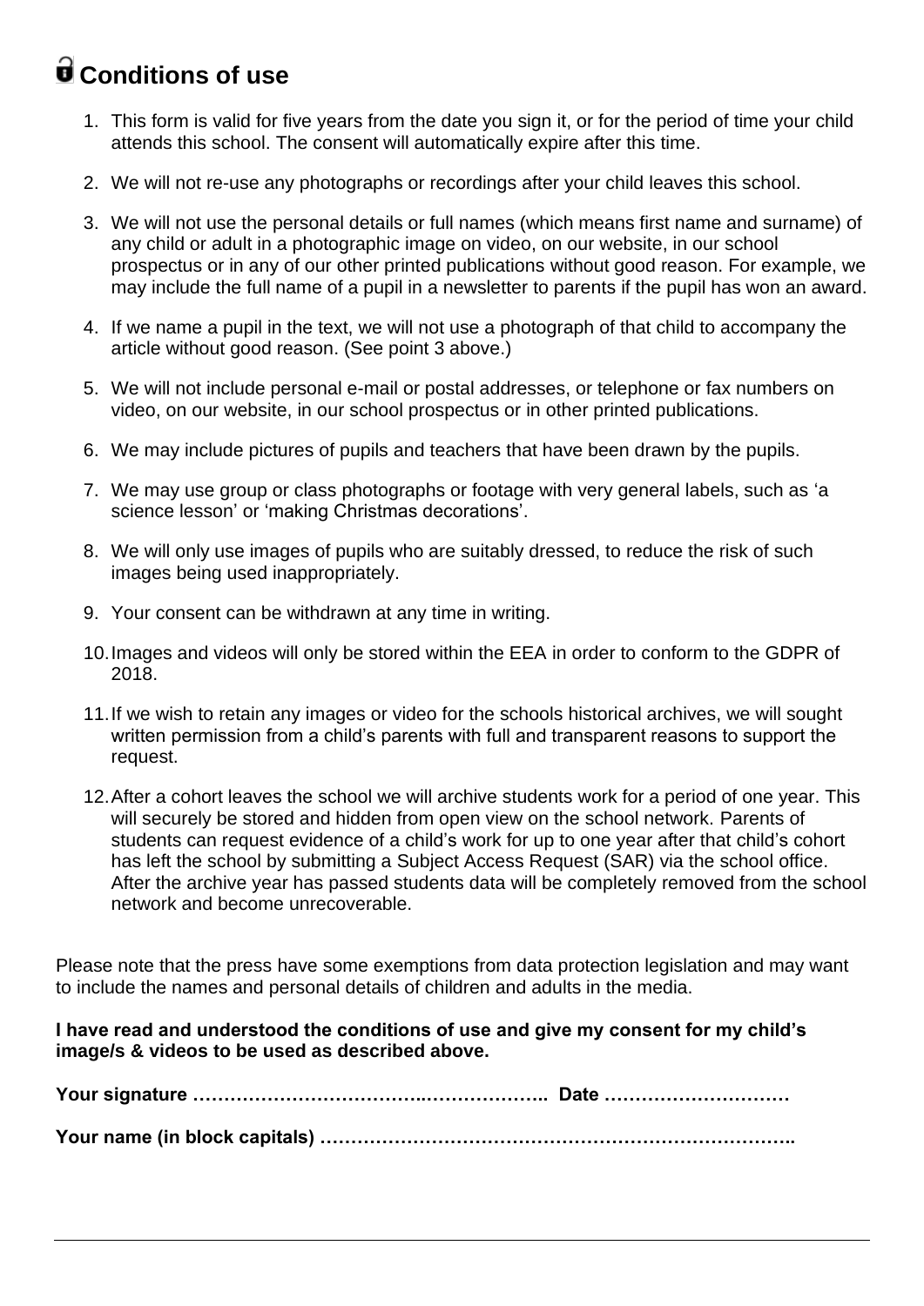## Conditions of use

1. This form is valid for five years from the date you sign it, or for the period of time your child attends this school. The consent will automatically expire after this time.
2. We will not re-use any photographs or recordings after your child leaves this school.
3. We will not use the personal details or full names (which means first name and surname) of any child or adult in a photographic image on video, on our website, in our school prospectus or in any of our other printed publications without good reason. For example, we may include the full name of a pupil in a newsletter to parents if the pupil has won an award.
4. If we name a pupil in the text, we will not use a photograph of that child to accompany the article without good reason. (See point 3 above.)
5. We will not include personal e-mail or postal addresses, or telephone or fax numbers on video, on our website, in our school prospectus or in other printed publications.
6. We may include pictures of pupils and teachers that have been drawn by the pupils.
7. We may use group or class photographs or footage with very general labels, such as 'a science lesson' or 'making Christmas decorations'.
8. We will only use images of pupils who are suitably dressed, to reduce the risk of such images being used inappropriately.
9. Your consent can be withdrawn at any time in writing.
10. Images and videos will only be stored within the EEA in order to conform to the GDPR of 2018.
11. If we wish to retain any images or video for the schools historical archives, we will sought written permission from a child's parents with full and transparent reasons to support the request.
12. After a cohort leaves the school we will archive students work for a period of one year. This will securely be stored and hidden from open view on the school network. Parents of students can request evidence of a child's work for up to one year after that child's cohort has left the school by submitting a Subject Access Request (SAR) via the school office. After the archive year has passed students data will be completely removed from the school network and become unrecoverable.

Please note that the press have some exemptions from data protection legislation and may want to include the names and personal details of children and adults in the media.

**I have read and understood the conditions of use and give my consent for my child's image/s & videos to be used as described above.**

**Your signature ……………………………….……………….. Date …………………………**

**Your name (in block capitals) ………………………………………………………………..**